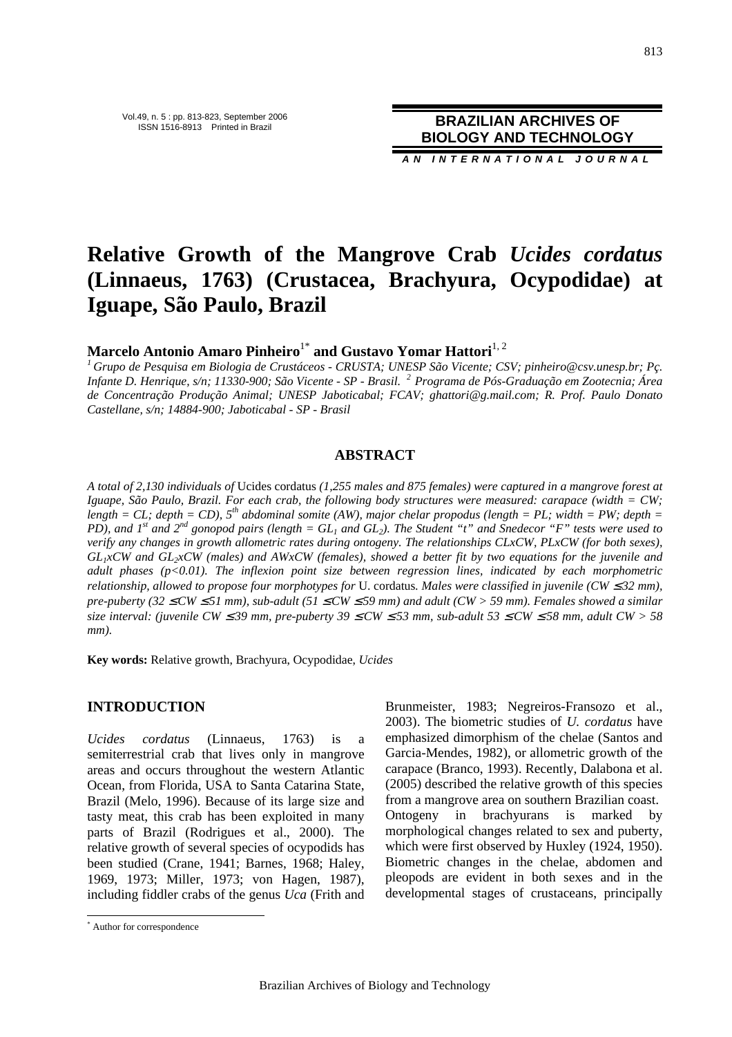# Relative Growth of the Mangrove Crab *Ucides cordatus* (Linnaeus, 1763) (Crustacea, Brachyura, Ocypodidae) at Iguape, São Paulo, Brazil

**Marcelo Antonio Amaro Pinheiro**[1*] **and Gustavo Yomar Hattori**[1, 2]

[1] *Grupo de Pesquisa em Biologia de Crustáceos - CRUSTA; UNESP São Vicente; CSV; pinheiro@csv.unesp.br; Pç. Infante D. Henrique, s/n; 11330-900; São Vicente - SP - Brasil.* [2] *Programa de Pós-Graduação em Zootecnia; Área de Concentração Produção Animal; UNESP Jaboticabal; FCAV; ghattori@g.mail.com; R. Prof. Paulo Donato Castellane, s/n; 14884-900; Jaboticabal - SP - Brasil*

## ABSTRACT

*A total of 2,130 individuals of* Ucides cordatus *(1,255 males and 875 females) were captured in a mangrove forest at Iguape, São Paulo, Brazil. For each crab, the following body structures were measured: carapace (width = CW; length = CL; depth = CD), 5*$^{th}$ *abdominal somite (AW), major chelar propodus (length = PL; width = PW; depth = PD), and 1*$^{st}$ *and 2*$^{nd}$ *gonopod pairs (length =* $GL_1$ *and* $GL_2$*). The Student "t" and Snedecor "F" tests were used to verify any changes in growth allometric rates during ontogeny. The relationships CLxCW, PLxCW (for both sexes),* $GL_1$*xCW and* $GL_2$*xCW (males) and AWxCW (females), showed a better fit by two equations for the juvenile and adult phases (*$p<0.01$*). The inflexion point size between regression lines, indicated by each morphometric relationship, allowed to propose four morphotypes for* U. cordatus*. Males were classified in juvenile (*$CW \leq 32$ *mm), pre-puberty (*$32 \leq CW \leq 51$ *mm), sub-adult (*$51 \leq CW \leq 59$ *mm) and adult (*$CW > 59$ *mm). Females showed a similar size interval: (juvenile* $CW \leq 39$ *mm, pre-puberty* $39 \leq CW \leq 53$ *mm, sub-adult* $53 \leq CW \leq 58$ *mm, adult* $CW > 58$ *mm).*

**Key words:** Relative growth, Brachyura, Ocypodidae, *Ucides*

## INTRODUCTION

*Ucides cordatus* (Linnaeus, 1763) is a semiterrestrial crab that lives only in mangrove areas and occurs throughout the western Atlantic Ocean, from Florida, USA to Santa Catarina State, Brazil (Melo, 1996). Because of its large size and tasty meat, this crab has been exploited in many parts of Brazil (Rodrigues et al., 2000). The relative growth of several species of ocypodids has been studied (Crane, 1941; Barnes, 1968; Haley, 1969, 1973; Miller, 1973; von Hagen, 1987), including fiddler crabs of the genus *Uca* (Frith and Brunmeister, 1983; Negreiros-Fransozo et al., 2003). The biometric studies of *U. cordatus* have emphasized dimorphism of the chelae (Santos and Garcia-Mendes, 1982), or allometric growth of the carapace (Branco, 1993). Recently, Dalabona et al. (2005) described the relative growth of this species from a mangrove area on southern Brazilian coast.

Ontogeny in brachyurans is marked by morphological changes related to sex and puberty, which were first observed by Huxley (1924, 1950). Biometric changes in the chelae, abdomen and pleopods are evident in both sexes and in the developmental stages of crustaceans, principally

[*] Author for correspondence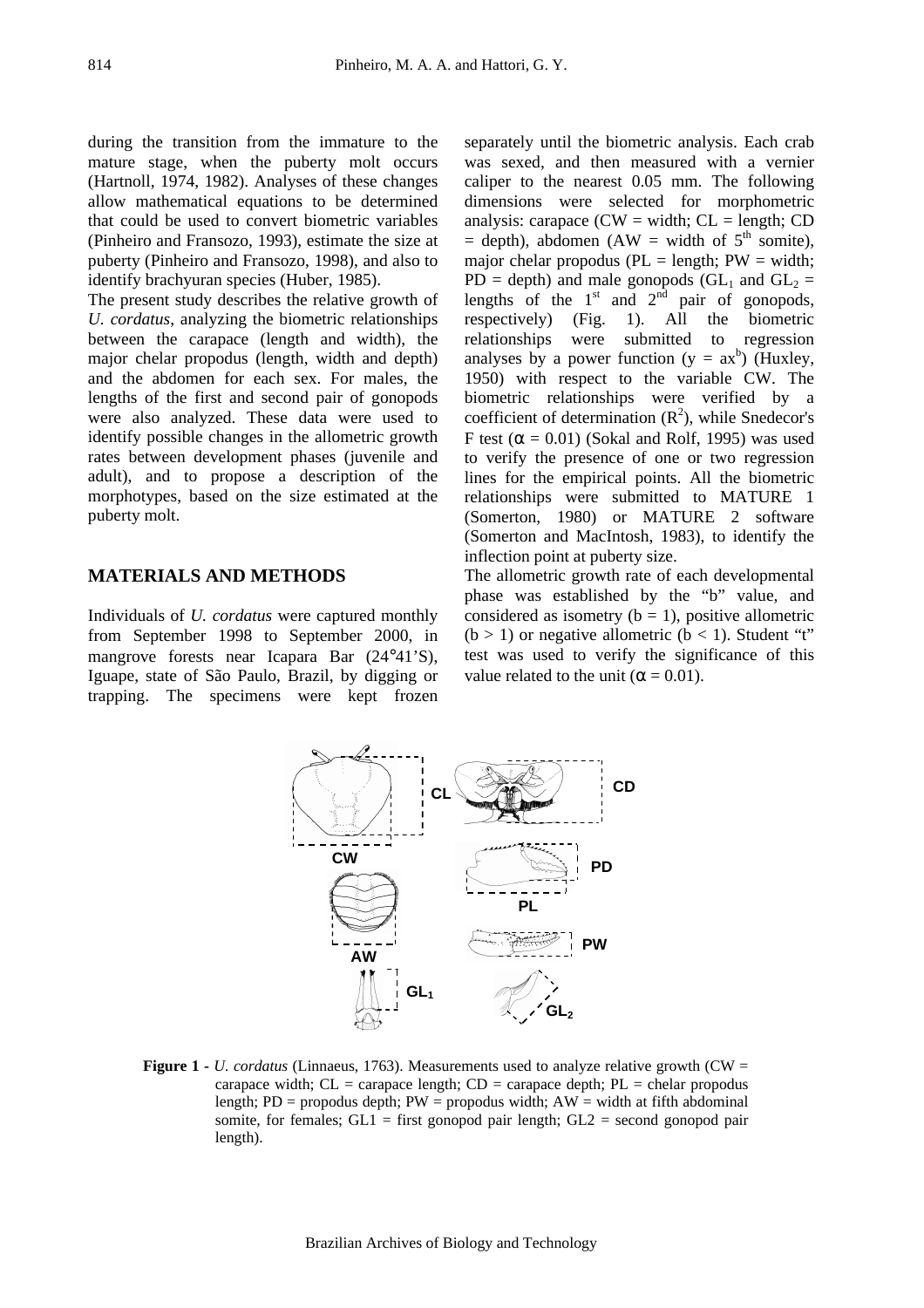during the transition from the immature to the mature stage, when the puberty molt occurs (Hartnoll, 1974, 1982). Analyses of these changes allow mathematical equations to be determined that could be used to convert biometric variables (Pinheiro and Fransozo, 1993), estimate the size at puberty (Pinheiro and Fransozo, 1998), and also to identify brachyuran species (Huber, 1985).

The present study describes the relative growth of *U. cordatus*, analyzing the biometric relationships between the carapace (length and width), the major chelar propodus (length, width and depth) and the abdomen for each sex. For males, the lengths of the first and second pair of gonopods were also analyzed. These data were used to identify possible changes in the allometric growth rates between development phases (juvenile and adult), and to propose a description of the morphotypes, based on the size estimated at the puberty molt.

## MATERIALS AND METHODS

Individuals of *U. cordatus* were captured monthly from September 1998 to September 2000, in mangrove forests near Icapara Bar (24°41'S), Iguape, state of São Paulo, Brazil, by digging or trapping. The specimens were kept frozen separately until the biometric analysis. Each crab was sexed, and then measured with a vernier caliper to the nearest 0.05 mm. The following dimensions were selected for morphometric analysis: carapace (CW = width; CL = length; CD = depth), abdomen (AW = width of 5th somite), major chelar propodus (PL = length; PW = width; PD = depth) and male gonopods ($GL_1$ and $GL_2$ = lengths of the 1st and 2nd pair of gonopods, respectively) (Fig. 1). All the biometric relationships were submitted to regression analyses by a power function ($y = ax^b$) (Huxley, 1950) with respect to the variable CW. The biometric relationships were verified by a coefficient of determination ($R^2$), while Snedecor's F test ($\alpha = 0.01$) (Sokal and Rolf, 1995) was used to verify the presence of one or two regression lines for the empirical points. All the biometric relationships were submitted to MATURE 1 (Somerton, 1980) or MATURE 2 software (Somerton and MacIntosh, 1983), to identify the inflection point at puberty size.

The allometric growth rate of each developmental phase was established by the "b" value, and considered as isometry ($b = 1$), positive allometric ($b > 1$) or negative allometric ($b < 1$). Student "t" test was used to verify the significance of this value related to the unit ($\alpha = 0.01$).

**Figure 1** - *U. cordatus* (Linnaeus, 1763). Measurements used to analyze relative growth (CW = carapace width; CL = carapace length; CD = carapace depth; PL = chelar propodus length; PD = propodus depth; PW = propodus width; AW = width at fifth abdominal somite, for females; GL1 = first gonopod pair length; GL2 = second gonopod pair length).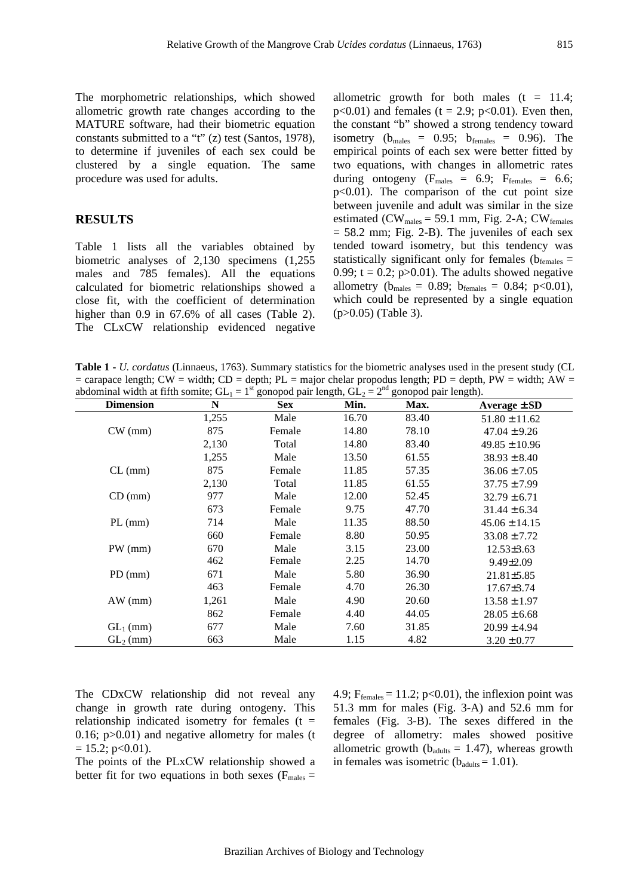The morphometric relationships, which showed allometric growth rate changes according to the MATURE software, had their biometric equation constants submitted to a "t" (z) test (Santos, 1978), to determine if juveniles of each sex could be clustered by a single equation. The same procedure was used for adults.

## RESULTS

Table 1 lists all the variables obtained by biometric analyses of 2,130 specimens (1,255 males and 785 females). All the equations calculated for biometric relationships showed a close fit, with the coefficient of determination higher than 0.9 in 67.6% of all cases (Table 2). The CLxCW relationship evidenced negative allometric growth for both males ($t = 11.4$; $p<0.01$) and females ($t = 2.9$; $p<0.01$). Even then, the constant "b" showed a strong tendency toward isometry ($b_{males} = 0.95$; $b_{females} = 0.96$). The empirical points of each sex were better fitted by two equations, with changes in allometric rates during ontogeny ($F_{males} = 6.9$; $F_{females} = 6.6$; $p<0.01$). The comparison of the cut point size between juvenile and adult was similar in the size estimated ($CW_{males} = 59.1$ mm, Fig. 2-A; $CW_{females} = 58.2$ mm; Fig. 2-B). The juveniles of each sex tended toward isometry, but this tendency was statistically significant only for females ($b_{females} = 0.99$; $t = 0.2$; $p>0.01$). The adults showed negative allometry ($b_{males} = 0.89$; $b_{females} = 0.84$; $p<0.01$), which could be represented by a single equation ($p>0.05$) (Table 3).

**Table 1** - *U. cordatus* (Linnaeus, 1763). Summary statistics for the biometric analyses used in the present study (CL = carapace length; CW = width; CD = depth; PL = major chelar propodus length; PD = depth, PW = width; AW = abdominal width at fifth somite; $GL_1$ = 1st gonopod pair length, $GL_2$ = 2nd gonopod pair length).

| Dimension | N | Sex | Min. | Max. | Average ± SD |
|---|---|---|---|---|---|
| | 1,255 | Male | 16.70 | 83.40 | 51.80 ± 11.62 |
| CW (mm) | 875 | Female | 14.80 | 78.10 | 47.04 ± 9.26 |
| | 2,130 | Total | 14.80 | 83.40 | 49.85 ± 10.96 |
| | 1,255 | Male | 13.50 | 61.55 | 38.93 ± 8.40 |
| CL (mm) | 875 | Female | 11.85 | 57.35 | 36.06 ± 7.05 |
| | 2,130 | Total | 11.85 | 61.55 | 37.75 ± 7.99 |
| CD (mm) | 977 | Male | 12.00 | 52.45 | 32.79 ± 6.71 |
| | 673 | Female | 9.75 | 47.70 | 31.44 ± 6.34 |
| PL (mm) | 714 | Male | 11.35 | 88.50 | 45.06 ± 14.15 |
| | 660 | Female | 8.80 | 50.95 | 33.08 ± 7.72 |
| PW (mm) | 670 | Male | 3.15 | 23.00 | 12.53±3.63 |
| | 462 | Female | 2.25 | 14.70 | 9.49±2.09 |
| PD (mm) | 671 | Male | 5.80 | 36.90 | 21.81±5.85 |
| | 463 | Female | 4.70 | 26.30 | 17.67±3.74 |
| AW (mm) | 1,261 | Male | 4.90 | 20.60 | 13.58 ± 1.97 |
| | 862 | Female | 4.40 | 44.05 | 28.05 ± 6.68 |
| $GL_1$ (mm) | 677 | Male | 7.60 | 31.85 | 20.99 ± 4.94 |
| $GL_2$ (mm) | 663 | Male | 1.15 | 4.82 | 3.20 ± 0.77 |

The CDxCW relationship did not reveal any change in growth rate during ontogeny. This relationship indicated isometry for females ($t = 0.16$; $p>0.01$) and negative allometry for males ($t = 15.2$; $p<0.01$).

The points of the PLxCW relationship showed a better fit for two equations in both sexes ($F_{males} = 4.9$; $F_{females} = 11.2$; $p<0.01$), the inflexion point was 51.3 mm for males (Fig. 3-A) and 52.6 mm for females (Fig. 3-B). The sexes differed in the degree of allometry: males showed positive allometric growth ($b_{adults} = 1.47$), whereas growth in females was isometric ($b_{adults} = 1.01$).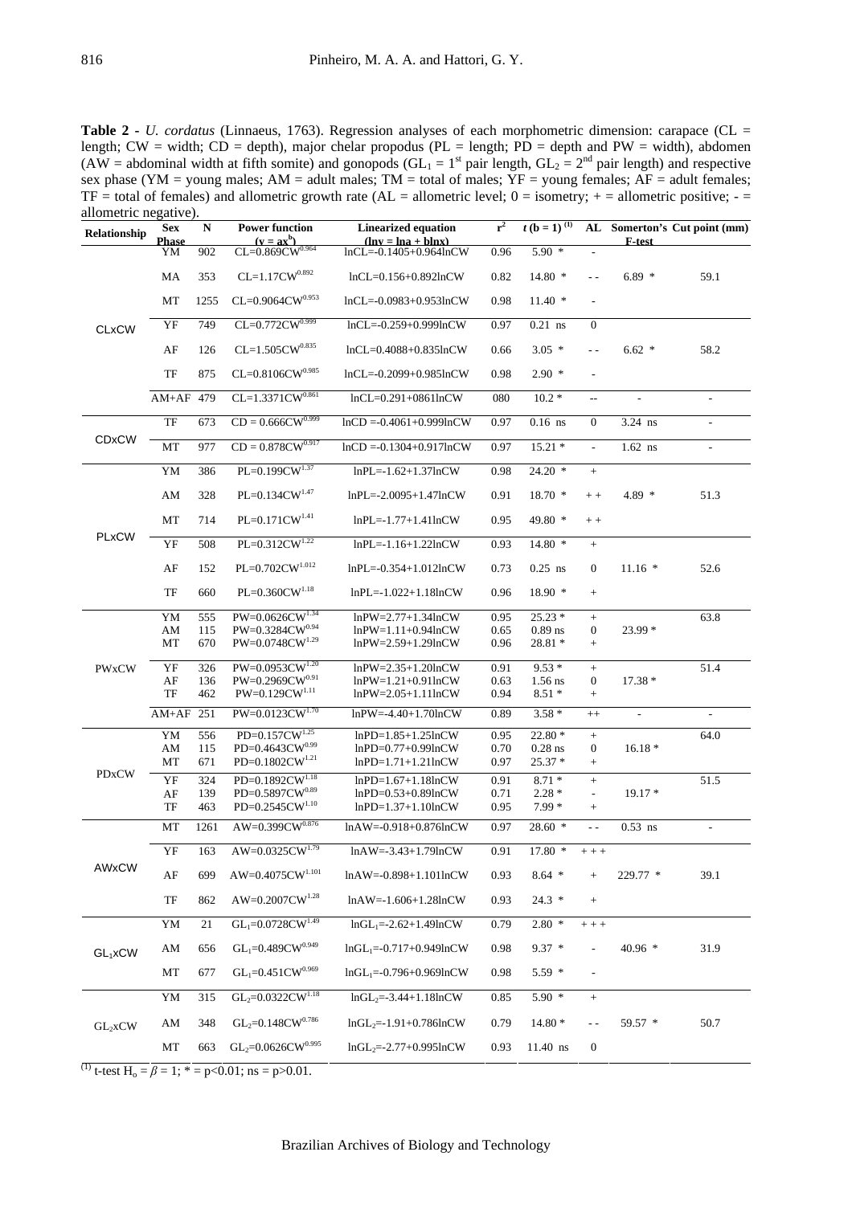**Table 2** - *U. cordatus* (Linnaeus, 1763). Regression analyses of each morphometric dimension: carapace (CL = length; CW = width; CD = depth), major chelar propodus (PL = length; PD = depth and PW = width), abdomen (AW = abdominal width at fifth somite) and gonopods ($GL_1$ = 1st pair length, $GL_2$ = 2nd pair length) and respective sex phase (YM = young males; AM = adult males; TM = total of males; YF = young females; AF = adult females; TF = total of females) and allometric growth rate (AL = allometric level; 0 = isometry; + = allometric positive; - = allometric negative).

| Relationship | Sex Phase | N | Power function ($y = ax^b$) | Linearized equation ($\ln y = \ln a + b\ln x$) | $r^2$ | $t$ (b = 1) [(1)] | AL | Somerton's F-test | Cut point (mm) |
|---|---|---|---|---|---|---|---|---|---|
| CLxCW | YM | 902 | $CL=0.869CW^{0.964}$ | lnCL=-0.1405+0.964lnCW | 0.96 | 5.90 * | - | | |
| | MA | 353 | $CL=1.17CW^{0.892}$ | lnCL=0.156+0.892lnCW | 0.82 | 14.80 * | - - | 6.89 * | 59.1 |
| | MT | 1255 | $CL=0.9064CW^{0.953}$ | lnCL=-0.0983+0.953lnCW | 0.98 | 11.40 * | - | | |
| | YF | 749 | $CL=0.772CW^{0.999}$ | lnCL=-0.259+0.999lnCW | 0.97 | 0.21 ns | 0 | | |
| | AF | 126 | $CL=1.505CW^{0.835}$ | lnCL=0.4088+0.835lnCW | 0.66 | 3.05 * | - - | 6.62 * | 58.2 |
| | TF | 875 | $CL=0.8106CW^{0.985}$ | lnCL=-0.2099+0.985lnCW | 0.98 | 2.90 * | - | | |
| | AM+AF | 479 | $CL=1.3371CW^{0.861}$ | lnCL=0.291+0861lnCW | 080 | 10.2 * | -- | - | - |
| CDxCW | TF | 673 | $CD = 0.666CW^{0.999}$ | lnCD =-0.4061+0.999lnCW | 0.97 | 0.16 ns | 0 | 3.24 ns | - |
| | MT | 977 | $CD = 0.878CW^{0.917}$ | lnCD =-0.1304+0.917lnCW | 0.97 | 15.21 * | - | 1.62 ns | - |
| PLxCW | YM | 386 | $PL=0.199CW^{1.37}$ | lnPL=-1.62+1.37lnCW | 0.98 | 24.20 * | + | | |
| | AM | 328 | $PL=0.134CW^{1.47}$ | lnPL=-2.0095+1.47lnCW | 0.91 | 18.70 * | + + | 4.89 * | 51.3 |
| | MT | 714 | $PL=0.171CW^{1.41}$ | lnPL=-1.77+1.41lnCW | 0.95 | 49.80 * | + + | | |
| | YF | 508 | $PL=0.312CW^{1.22}$ | lnPL=-1.16+1.22lnCW | 0.93 | 14.80 * | + | | |
| | AF | 152 | $PL=0.702CW^{1.012}$ | lnPL=-0.354+1.012lnCW | 0.73 | 0.25 ns | 0 | 11.16 * | 52.6 |
| | TF | 660 | $PL=0.360CW^{1.18}$ | lnPL=-1.022+1.18lnCW | 0.96 | 18.90 * | + | | |
| PWxCW | YM | 555 | $PW=0.0626CW^{1.34}$ | lnPW=2.77+1.34lnCW | 0.95 | 25.23 * | + | | 63.8 |
| | AM | 115 | $PW=0.3284CW^{0.94}$ | lnPW=1.11+0.94lnCW | 0.65 | 0.89 ns | 0 | 23.99 * | |
| | MT | 670 | $PW=0.0748CW^{1.29}$ | lnPW=2.59+1.29lnCW | 0.96 | 28.81 * | + | | |
| | YF | 326 | $PW=0.0953CW^{1.20}$ | lnPW=2.35+1.20lnCW | 0.91 | 9.53 * | + | | 51.4 |
| | AF | 136 | $PW=0.2969CW^{0.91}$ | lnPW=1.21+0.91lnCW | 0.63 | 1.56 ns | 0 | 17.38 * | |
| | TF | 462 | $PW=0.129CW^{1.11}$ | lnPW=2.05+1.11lnCW | 0.94 | 8.51 * | + | | |
| | AM+AF | 251 | $PW=0.0123CW^{1.70}$ | lnPW=-4.40+1.70lnCW | 0.89 | 3.58 * | ++ | - | - |
| PDxCW | YM | 556 | $PD=0.157CW^{1.25}$ | lnPD=1.85+1.25lnCW | 0.95 | 22.80 * | + | | 64.0 |
| | AM | 115 | $PD=0.4643CW^{0.99}$ | lnPD=0.77+0.99lnCW | 0.70 | 0.28 ns | 0 | 16.18 * | |
| | MT | 671 | $PD=0.1802CW^{1.21}$ | lnPD=1.71+1.21lnCW | 0.97 | 25.37 * | + | | |
| | YF | 324 | $PD=0.1892CW^{1.18}$ | lnPD=1.67+1.18lnCW | 0.91 | 8.71 * | + | | 51.5 |
| | AF | 139 | $PD=0.5897CW^{0.89}$ | lnPD=0.53+0.89lnCW | 0.71 | 2.28 * | - | 19.17 * | |
| | TF | 463 | $PD=0.2545CW^{1.10}$ | lnPD=1.37+1.10lnCW | 0.95 | 7.99 * | + | | |
| AWxCW | MT | 1261 | $AW=0.399CW^{0.876}$ | lnAW=-0.918+0.876lnCW | 0.97 | 28.60 * | - - | 0.53 ns | - |
| | YF | 163 | $AW=0.0325CW^{1.79}$ | lnAW=-3.43+1.79lnCW | 0.91 | 17.80 * | + + + | | |
| | AF | 699 | $AW=0.4075CW^{1.101}$ | lnAW=-0.898+1.101lnCW | 0.93 | 8.64 * | + | 229.77 * | 39.1 |
| | TF | 862 | $AW=0.2007CW^{1.28}$ | lnAW=-1.606+1.28lnCW | 0.93 | 24.3 * | + | | |
| $GL_1$xCW | YM | 21 | $GL_1=0.0728CW^{1.49}$ | $\ln GL_1$=-2.62+1.49lnCW | 0.79 | 2.80 * | + + + | | |
| | AM | 656 | $GL_1=0.489CW^{0.949}$ | $\ln GL_1$=-0.717+0.949lnCW | 0.98 | 9.37 * | - | 40.96 * | 31.9 |
| | MT | 677 | $GL_1=0.451CW^{0.969}$ | $\ln GL_1$=-0.796+0.969lnCW | 0.98 | 5.59 * | - | | |
| $GL_2$xCW | YM | 315 | $GL_2=0.0322CW^{1.18}$ | $\ln GL_2$=-3.44+1.18lnCW | 0.85 | 5.90 * | + | | |
| | AM | 348 | $GL_2=0.148CW^{0.786}$ | $\ln GL_2$=-1.91+0.786lnCW | 0.79 | 14.80 * | - - | 59.57 * | 50.7 |
| | MT | 663 | $GL_2=0.0626CW^{0.995}$ | $\ln GL_2$=-2.77+0.995lnCW | 0.93 | 11.40 ns | 0 | | |

[(1)] t-test $H_o = \beta = 1$; * = p<0.01; ns = p>0.01.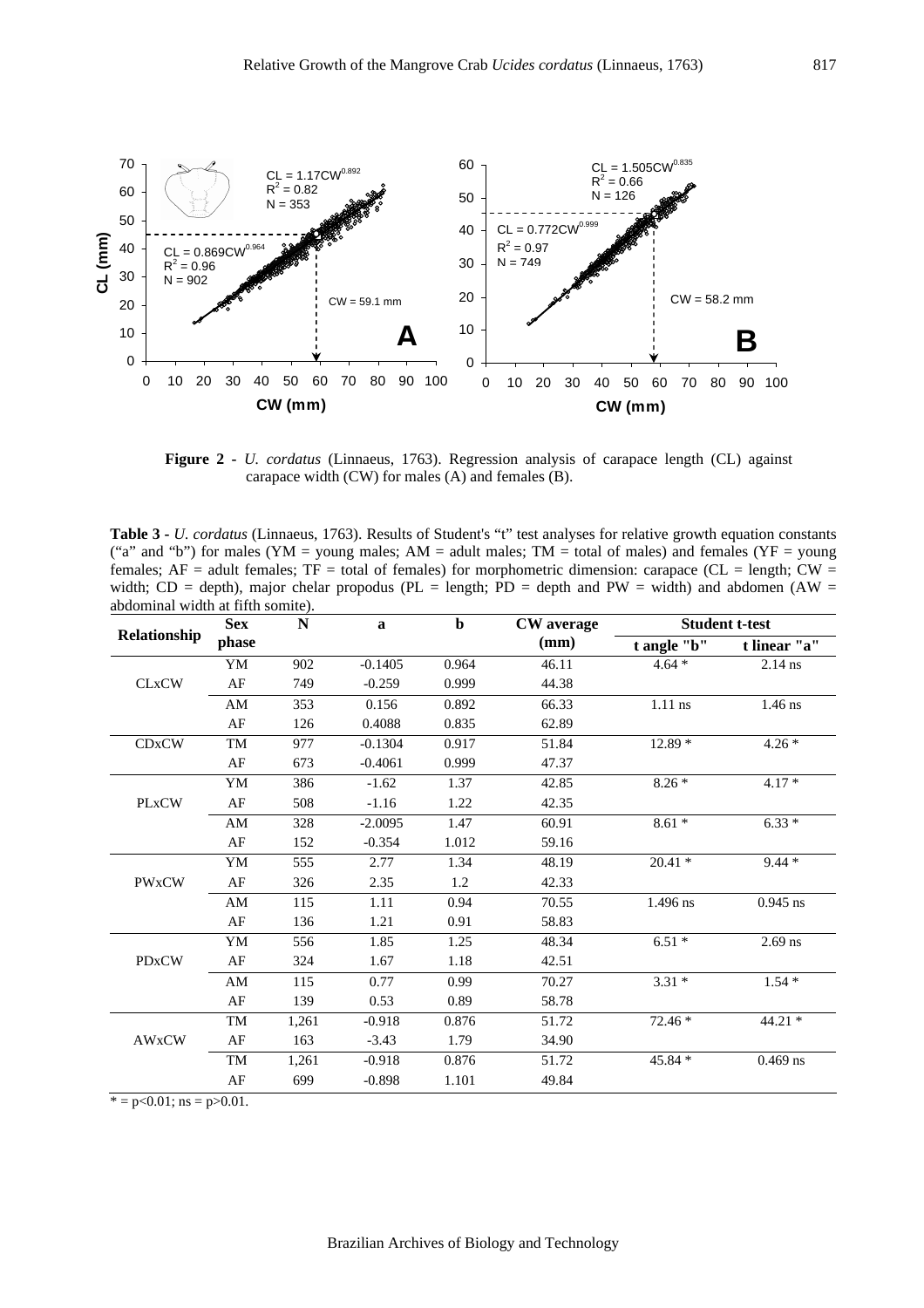**Figure 2** - *U. cordatus* (Linnaeus, 1763). Regression analysis of carapace length (CL) against carapace width (CW) for males (A) and females (B).

**Table 3** - *U. cordatus* (Linnaeus, 1763). Results of Student's "t" test analyses for relative growth equation constants ("a" and "b") for males (YM = young males; AM = adult males; TM = total of males) and females (YF = young females; AF = adult females; TF = total of females) for morphometric dimension: carapace (CL = length; CW = width; CD = depth), major chelar propodus (PL = length; PD = depth and PW = width) and abdomen (AW = abdominal width at fifth somite).

| Relationship | Sex phase | N | a | b | CW average (mm) | Student t-test | |
|---|---|---|---|---|---|---|---|
| | | | | | | t angle "b" | t linear "a" |
| CLxCW | YM | 902 | -0.1405 | 0.964 | 46.11 | 4.64 * | 2.14 ns |
| | AF | 749 | -0.259 | 0.999 | 44.38 | | |
| | AM | 353 | 0.156 | 0.892 | 66.33 | 1.11 ns | 1.46 ns |
| | AF | 126 | 0.4088 | 0.835 | 62.89 | | |
| CDxCW | TM | 977 | -0.1304 | 0.917 | 51.84 | 12.89 * | 4.26 * |
| | AF | 673 | -0.4061 | 0.999 | 47.37 | | |
| PLxCW | YM | 386 | -1.62 | 1.37 | 42.85 | 8.26 * | 4.17 * |
| | AF | 508 | -1.16 | 1.22 | 42.35 | | |
| | AM | 328 | -2.0095 | 1.47 | 60.91 | 8.61 * | 6.33 * |
| | AF | 152 | -0.354 | 1.012 | 59.16 | | |
| PWxCW | YM | 555 | 2.77 | 1.34 | 48.19 | 20.41 * | 9.44 * |
| | AF | 326 | 2.35 | 1.2 | 42.33 | | |
| | AM | 115 | 1.11 | 0.94 | 70.55 | 1.496 ns | 0.945 ns |
| | AF | 136 | 1.21 | 0.91 | 58.83 | | |
| PDxCW | YM | 556 | 1.85 | 1.25 | 48.34 | 6.51 * | 2.69 ns |
| | AF | 324 | 1.67 | 1.18 | 42.51 | | |
| | AM | 115 | 0.77 | 0.99 | 70.27 | 3.31 * | 1.54 * |
| | AF | 139 | 0.53 | 0.89 | 58.78 | | |
| AWxCW | TM | 1,261 | -0.918 | 0.876 | 51.72 | 72.46 * | 44.21 * |
| | AF | 163 | -3.43 | 1.79 | 34.90 | | |
| | TM | 1,261 | -0.918 | 0.876 | 51.72 | 45.84 * | 0.469 ns |
| | AF | 699 | -0.898 | 1.101 | 49.84 | | |

* = $p<0.01$; ns = $p>0.01$.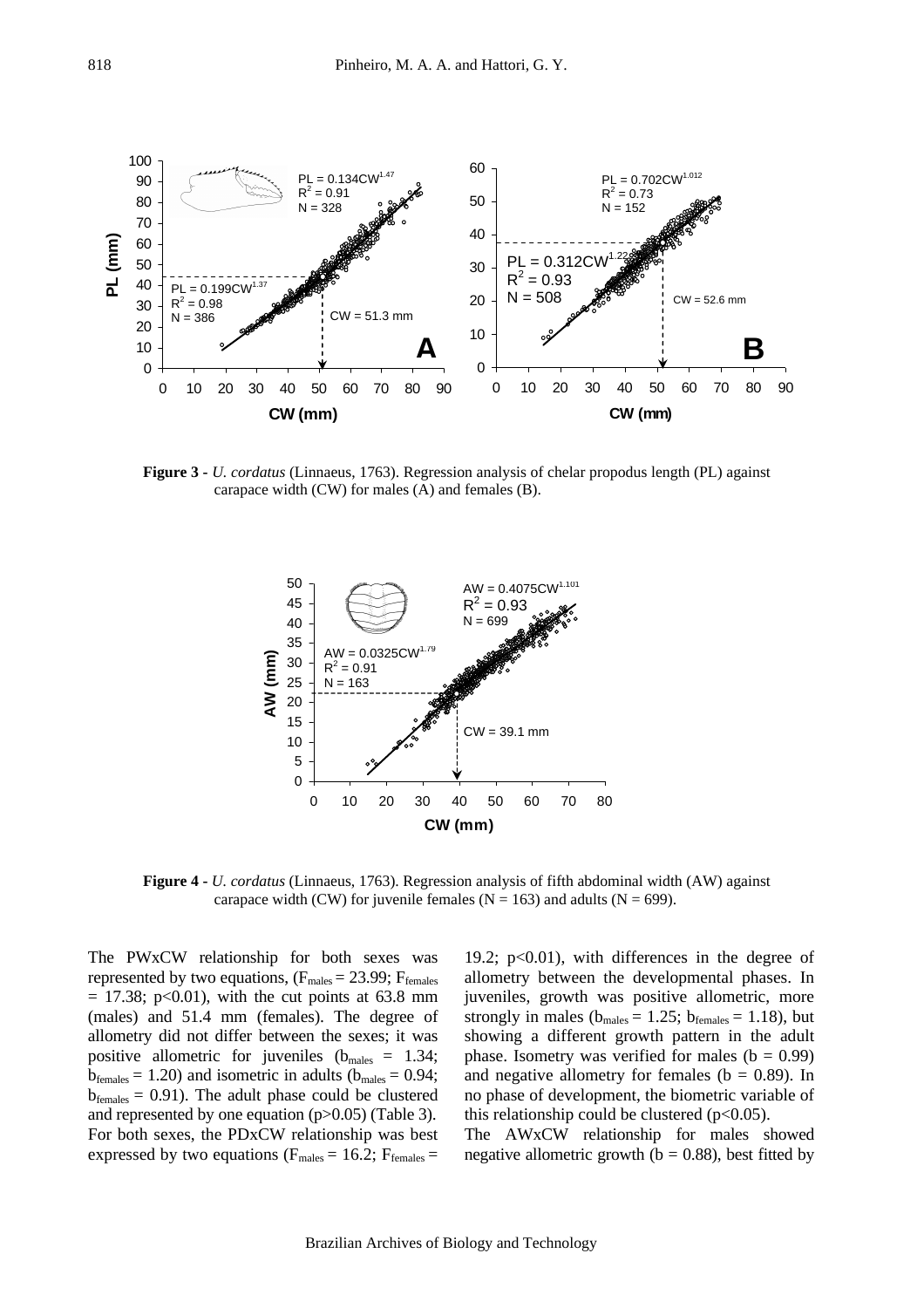**Figure 3** - *U. cordatus* (Linnaeus, 1763). Regression analysis of chelar propodus length (PL) against carapace width (CW) for males (A) and females (B).

**Figure 4** - *U. cordatus* (Linnaeus, 1763). Regression analysis of fifth abdominal width (AW) against carapace width (CW) for juvenile females (N = 163) and adults (N = 699).

The PWxCW relationship for both sexes was represented by two equations, ($F_{males} = 23.99$; $F_{females} = 17.38$; $p<0.01$), with the cut points at 63.8 mm (males) and 51.4 mm (females). The degree of allometry did not differ between the sexes; it was positive allometric for juveniles ($b_{males} = 1.34$; $b_{females} = 1.20$) and isometric in adults ($b_{males} = 0.94$; $b_{females} = 0.91$). The adult phase could be clustered and represented by one equation ($p>0.05$) (Table 3). For both sexes, the PDxCW relationship was best expressed by two equations ($F_{males} = 16.2$; $F_{females} = 19.2$; $p<0.01$), with differences in the degree of allometry between the developmental phases. In juveniles, growth was positive allometric, more strongly in males ($b_{males} = 1.25$; $b_{females} = 1.18$), but showing a different growth pattern in the adult phase. Isometry was verified for males ($b = 0.99$) and negative allometry for females ($b = 0.89$). In no phase of development, the biometric variable of this relationship could be clustered ($p<0.05$).

The AWxCW relationship for males showed negative allometric growth ($b = 0.88$), best fitted by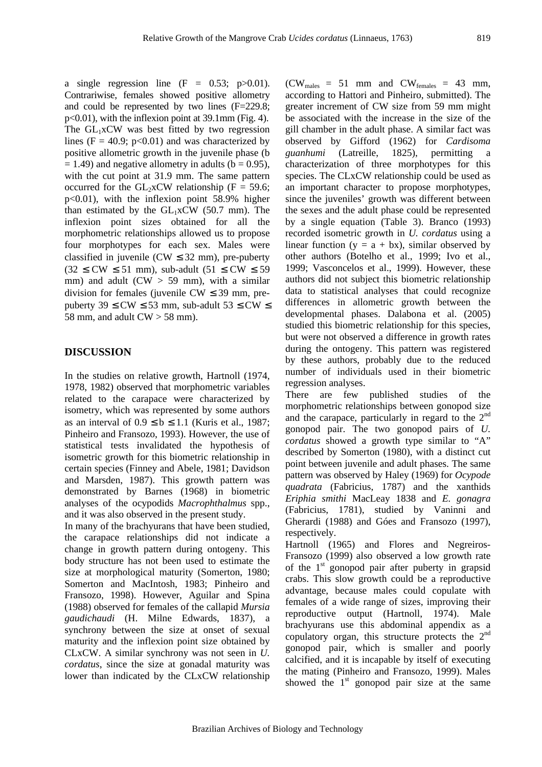a single regression line ($F = 0.53$; $p>0.01$). Contrariwise, females showed positive allometry and could be represented by two lines ($F=229.8$; $p<0.01$), with the inflexion point at 39.1mm (Fig. 4). The $GL_1$xCW was best fitted by two regression lines ($F = 40.9$; $p<0.01$) and was characterized by positive allometric growth in the juvenile phase ($b = 1.49$) and negative allometry in adults ($b = 0.95$), with the cut point at 31.9 mm. The same pattern occurred for the $GL_2$xCW relationship ($F = 59.6$; $p<0.01$), with the inflexion point 58.9% higher than estimated by the $GL_1$xCW (50.7 mm). The inflexion point sizes obtained for all the morphometric relationships allowed us to propose four morphotypes for each sex. Males were classified in juvenile (CW ≤ 32 mm), pre-puberty (32 ≤ CW ≤ 51 mm), sub-adult (51 ≤ CW ≤ 59 mm) and adult (CW > 59 mm), with a similar division for females (juvenile CW ≤ 39 mm, pre-puberty 39 ≤ CW ≤ 53 mm, sub-adult 53 ≤ CW ≤ 58 mm, and adult CW > 58 mm).

## DISCUSSION

In the studies on relative growth, Hartnoll (1974, 1978, 1982) observed that morphometric variables related to the carapace were characterized by isometry, which was represented by some authors as an interval of $0.9 \leq b \leq 1.1$ (Kuris et al., 1987; Pinheiro and Fransozo, 1993). However, the use of statistical tests invalidated the hypothesis of isometric growth for this biometric relationship in certain species (Finney and Abele, 1981; Davidson and Marsden, 1987). This growth pattern was demonstrated by Barnes (1968) in biometric analyses of the ocypodids *Macrophthalmus* spp., and it was also observed in the present study.

In many of the brachyurans that have been studied, the carapace relationships did not indicate a change in growth pattern during ontogeny. This body structure has not been used to estimate the size at morphological maturity (Somerton, 1980; Somerton and MacIntosh, 1983; Pinheiro and Fransozo, 1998). However, Aguilar and Spina (1988) observed for females of the callapid *Mursia gaudichaudi* (H. Milne Edwards, 1837), a synchrony between the size at onset of sexual maturity and the inflexion point size obtained by CLxCW. A similar synchrony was not seen in *U. cordatus*, since the size at gonadal maturity was lower than indicated by the CLxCW relationship ($CW_{males} = 51$ mm and $CW_{females} = 43$ mm, according to Hattori and Pinheiro, submitted). The greater increment of CW size from 59 mm might be associated with the increase in the size of the gill chamber in the adult phase. A similar fact was observed by Gifford (1962) for *Cardisoma guanhumi* (Latreille, 1825), permitting a characterization of three morphotypes for this species. The CLxCW relationship could be used as an important character to propose morphotypes, since the juveniles' growth was different between the sexes and the adult phase could be represented by a single equation (Table 3). Branco (1993) recorded isometric growth in *U. cordatus* using a linear function ($y = a + bx$), similar observed by other authors (Botelho et al., 1999; Ivo et al., 1999; Vasconcelos et al., 1999). However, these authors did not subject this biometric relationship data to statistical analyses that could recognize differences in allometric growth between the developmental phases. Dalabona et al. (2005) studied this biometric relationship for this species, but were not observed a difference in growth rates during the ontogeny. This pattern was registered by these authors, probably due to the reduced number of individuals used in their biometric regression analyses.

There are few published studies of the morphometric relationships between gonopod size and the carapace, particularly in regard to the 2nd gonopod pair. The two gonopod pairs of *U. cordatus* showed a growth type similar to "A" described by Somerton (1980), with a distinct cut point between juvenile and adult phases. The same pattern was observed by Haley (1969) for *Ocypode quadrata* (Fabricius, 1787) and the xanthids *Eriphia smithi* MacLeay 1838 and *E. gonagra* (Fabricius, 1781), studied by Vaninni and Gherardi (1988) and Góes and Fransozo (1997), respectively.

Hartnoll (1965) and Flores and Negreiros-Fransozo (1999) also observed a low growth rate of the 1st gonopod pair after puberty in grapsid crabs. This slow growth could be a reproductive advantage, because males could copulate with females of a wide range of sizes, improving their reproductive output (Hartnoll, 1974). Male brachyurans use this abdominal appendix as a copulatory organ, this structure protects the 2nd gonopod pair, which is smaller and poorly calcified, and it is incapable by itself of executing the mating (Pinheiro and Fransozo, 1999). Males showed the 1st gonopod pair size at the same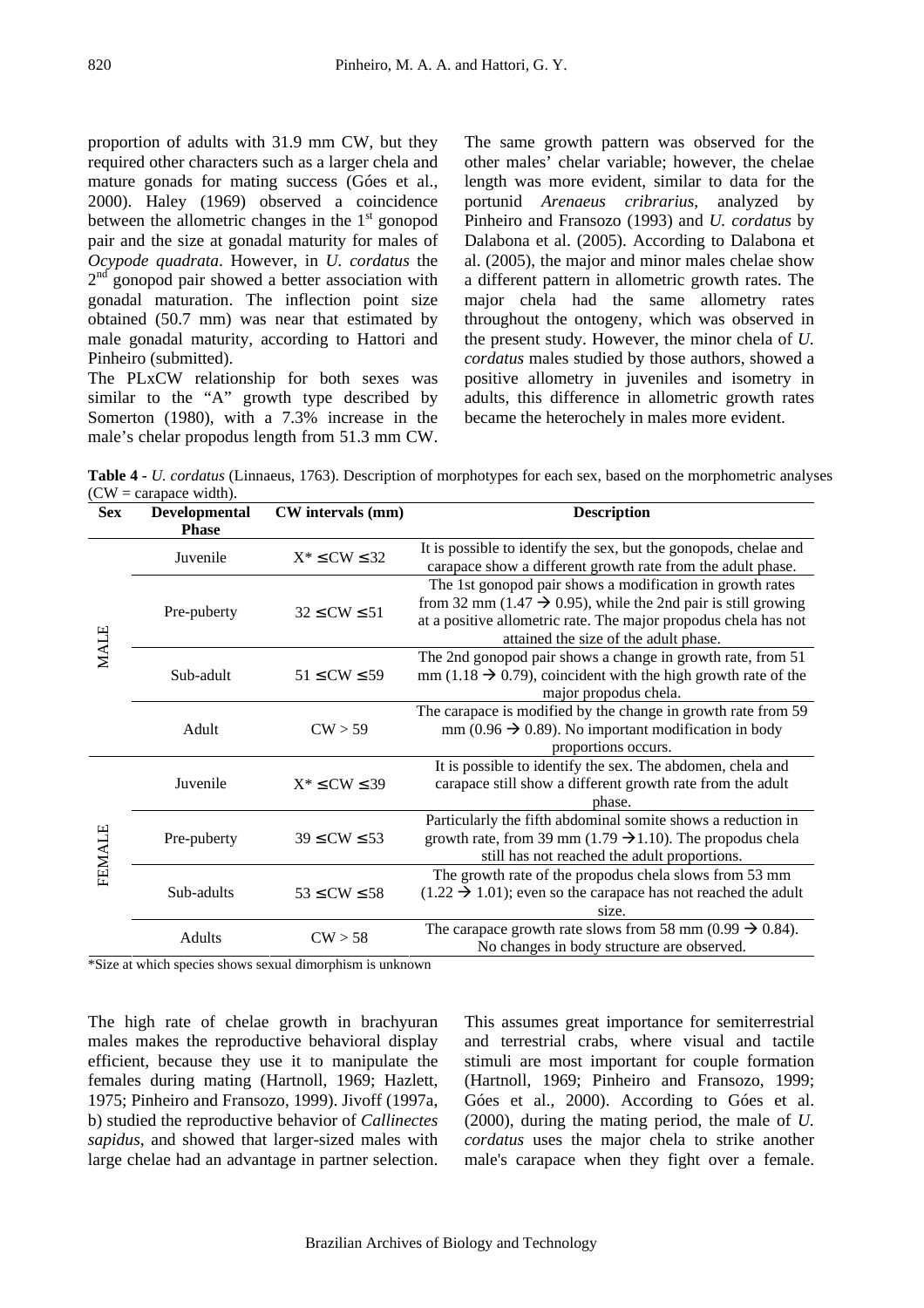proportion of adults with 31.9 mm CW, but they required other characters such as a larger chela and mature gonads for mating success (Góes et al., 2000). Haley (1969) observed a coincidence between the allometric changes in the 1st gonopod pair and the size at gonadal maturity for males of *Ocypode quadrata*. However, in *U. cordatus* the 2nd gonopod pair showed a better association with gonadal maturation. The inflection point size obtained (50.7 mm) was near that estimated by male gonadal maturity, according to Hattori and Pinheiro (submitted).

The PLxCW relationship for both sexes was similar to the "A" growth type described by Somerton (1980), with a 7.3% increase in the male's chelar propodus length from 51.3 mm CW.

The same growth pattern was observed for the other males' chelar variable; however, the chelae length was more evident, similar to data for the portunid *Arenaeus cribrarius*, analyzed by Pinheiro and Fransozo (1993) and *U. cordatus* by Dalabona et al. (2005). According to Dalabona et al. (2005), the major and minor males chelae show a different pattern in allometric growth rates. The major chela had the same allometry rates throughout the ontogeny, which was observed in the present study. However, the minor chela of *U. cordatus* males studied by those authors, showed a positive allometry in juveniles and isometry in adults, this difference in allometric growth rates became the heterochely in males more evident.

**Table 4** - *U. cordatus* (Linnaeus, 1763). Description of morphotypes for each sex, based on the morphometric analyses (CW = carapace width).

| Sex | Developmental Phase | CW intervals (mm) | Description |
|---|---|---|---|
| MALE | Juvenile | X* ≤ CW ≤ 32 | It is possible to identify the sex, but the gonopods, chelae and carapace show a different growth rate from the adult phase. |
| | Pre-puberty | 32 ≤ CW ≤ 51 | The 1st gonopod pair shows a modification in growth rates from 32 mm (1.47 → 0.95), while the 2nd pair is still growing at a positive allometric rate. The major propodus chela has not attained the size of the adult phase. |
| | Sub-adult | 51 ≤ CW ≤ 59 | The 2nd gonopod pair shows a change in growth rate, from 51 mm (1.18 → 0.79), coincident with the high growth rate of the major propodus chela. |
| | Adult | CW > 59 | The carapace is modified by the change in growth rate from 59 mm (0.96 → 0.89). No important modification in body proportions occurs. |
| FEMALE | Juvenile | X* ≤ CW ≤ 39 | It is possible to identify the sex. The abdomen, chela and carapace still show a different growth rate from the adult phase. |
| | Pre-puberty | 39 ≤ CW ≤ 53 | Particularly the fifth abdominal somite shows a reduction in growth rate, from 39 mm (1.79 → 1.10). The propodus chela still has not reached the adult proportions. |
| | Sub-adults | 53 ≤ CW ≤ 58 | The growth rate of the propodus chela slows from 53 mm (1.22 → 1.01); even so the carapace has not reached the adult size. |
| | Adults | CW > 58 | The carapace growth rate slows from 58 mm (0.99 → 0.84). No changes in body structure are observed. |

*Size at which species shows sexual dimorphism is unknown

The high rate of chelae growth in brachyuran males makes the reproductive behavioral display efficient, because they use it to manipulate the females during mating (Hartnoll, 1969; Hazlett, 1975; Pinheiro and Fransozo, 1999). Jivoff (1997a, b) studied the reproductive behavior of *Callinectes sapidus*, and showed that larger-sized males with large chelae had an advantage in partner selection.

This assumes great importance for semiterrestrial and terrestrial crabs, where visual and tactile stimuli are most important for couple formation (Hartnoll, 1969; Pinheiro and Fransozo, 1999; Góes et al., 2000). According to Góes et al. (2000), during the mating period, the male of *U. cordatus* uses the major chela to strike another male's carapace when they fight over a female.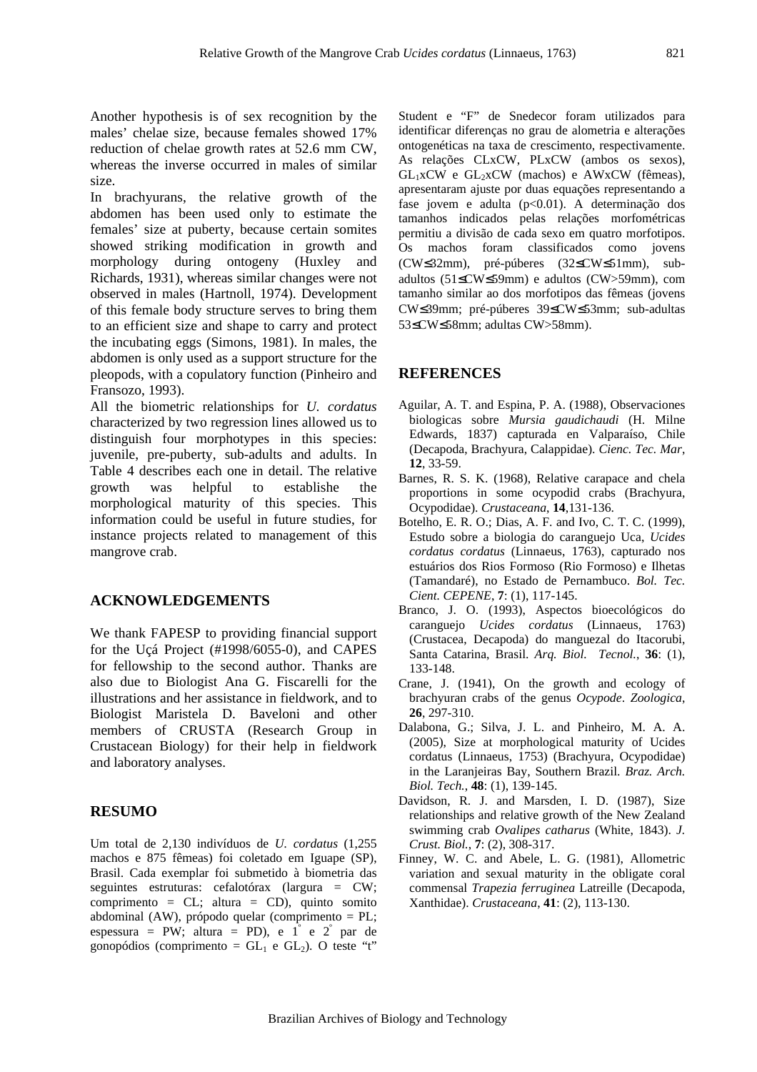Another hypothesis is of sex recognition by the males' chelae size, because females showed 17% reduction of chelae growth rates at 52.6 mm CW, whereas the inverse occurred in males of similar size.

In brachyurans, the relative growth of the abdomen has been used only to estimate the females' size at puberty, because certain somites showed striking modification in growth and morphology during ontogeny (Huxley and Richards, 1931), whereas similar changes were not observed in males (Hartnoll, 1974). Development of this female body structure serves to bring them to an efficient size and shape to carry and protect the incubating eggs (Simons, 1981). In males, the abdomen is only used as a support structure for the pleopods, with a copulatory function (Pinheiro and Fransozo, 1993).

All the biometric relationships for *U. cordatus* characterized by two regression lines allowed us to distinguish four morphotypes in this species: juvenile, pre-puberty, sub-adults and adults. In Table 4 describes each one in detail. The relative growth was helpful to establishe the morphological maturity of this species. This information could be useful in future studies, for instance projects related to management of this mangrove crab.

## ACKNOWLEDGEMENTS

We thank FAPESP to providing financial support for the Uçá Project (#1998/6055-0), and CAPES for fellowship to the second author. Thanks are also due to Biologist Ana G. Fiscarelli for the illustrations and her assistance in fieldwork, and to Biologist Maristela D. Baveloni and other members of CRUSTA (Research Group in Crustacean Biology) for their help in fieldwork and laboratory analyses.

## RESUMO

Um total de 2,130 indivíduos de *U. cordatus* (1,255 machos e 875 fêmeas) foi coletado em Iguape (SP), Brasil. Cada exemplar foi submetido à biometria das seguintes estruturas: cefalotórax (largura = CW; comprimento = CL; altura = CD), quinto somito abdominal (AW), própodo quelar (comprimento = PL; espessura = PW; altura = PD), e 1° e 2° par de gonopódios (comprimento = $GL_1$ e $GL_2$). O teste "t" Student e "F" de Snedecor foram utilizados para identificar diferenças no grau de alometria e alterações ontogenéticas na taxa de crescimento, respectivamente. As relações CLxCW, PLxCW (ambos os sexos), $GL_1$xCW e $GL_2$xCW (machos) e AWxCW (fêmeas), apresentaram ajuste por duas equações representando a fase jovem e adulta ($p<0.01$). A determinação dos tamanhos indicados pelas relações morfométricas permitiu a divisão de cada sexo em quatro morfotipos. Os machos foram classificados como jovens (CW≤32mm), pré-púberes (32≤CW≤51mm), sub-adultos (51≤CW≤59mm) e adultos (CW>59mm), com tamanho similar ao dos morfotipos das fêmeas (jovens CW≤39mm; pré-púberes 39≤CW≤53mm; sub-adultas 53≤CW≤58mm; adultas CW>58mm).

## REFERENCES

Aguilar, A. T. and Espina, P. A. (1988), Observaciones biologicas sobre *Mursia gaudichaudi* (H. Milne Edwards, 1837) capturada en Valparaíso, Chile (Decapoda, Brachyura, Calappidae). *Cienc. Tec. Mar*, **12**, 33-59.

Barnes, R. S. K. (1968), Relative carapace and chela proportions in some ocypodid crabs (Brachyura, Ocypodidae). *Crustaceana*, **14**,131-136.

Botelho, E. R. O.; Dias, A. F. and Ivo, C. T. C. (1999), Estudo sobre a biologia do caranguejo Uca, *Ucides cordatus cordatus* (Linnaeus, 1763), capturado nos estuários dos Rios Formoso (Rio Formoso) e Ilhetas (Tamandaré), no Estado de Pernambuco. *Bol. Tec. Cient. CEPENE*, **7**: (1), 117-145.

Branco, J. O. (1993), Aspectos bioecológicos do caranguejo *Ucides cordatus* (Linnaeus, 1763) (Crustacea, Decapoda) do manguezal do Itacorubi, Santa Catarina, Brasil. *Arq. Biol. Tecnol.*, **36**: (1), 133-148.

Crane, J. (1941), On the growth and ecology of brachyuran crabs of the genus *Ocypode*. *Zoologica*, **26**, 297-310.

Dalabona, G.; Silva, J. L. and Pinheiro, M. A. A. (2005), Size at morphological maturity of Ucides cordatus (Linnaeus, 1753) (Brachyura, Ocypodidae) in the Laranjeiras Bay, Southern Brazil. *Braz. Arch. Biol. Tech.*, **48**: (1), 139-145.

Davidson, R. J. and Marsden, I. D. (1987), Size relationships and relative growth of the New Zealand swimming crab *Ovalipes catharus* (White, 1843). *J. Crust. Biol.*, **7**: (2), 308-317.

Finney, W. C. and Abele, L. G. (1981), Allometric variation and sexual maturity in the obligate coral commensal *Trapezia ferruginea* Latreille (Decapoda, Xanthidae). *Crustaceana*, **41**: (2), 113-130.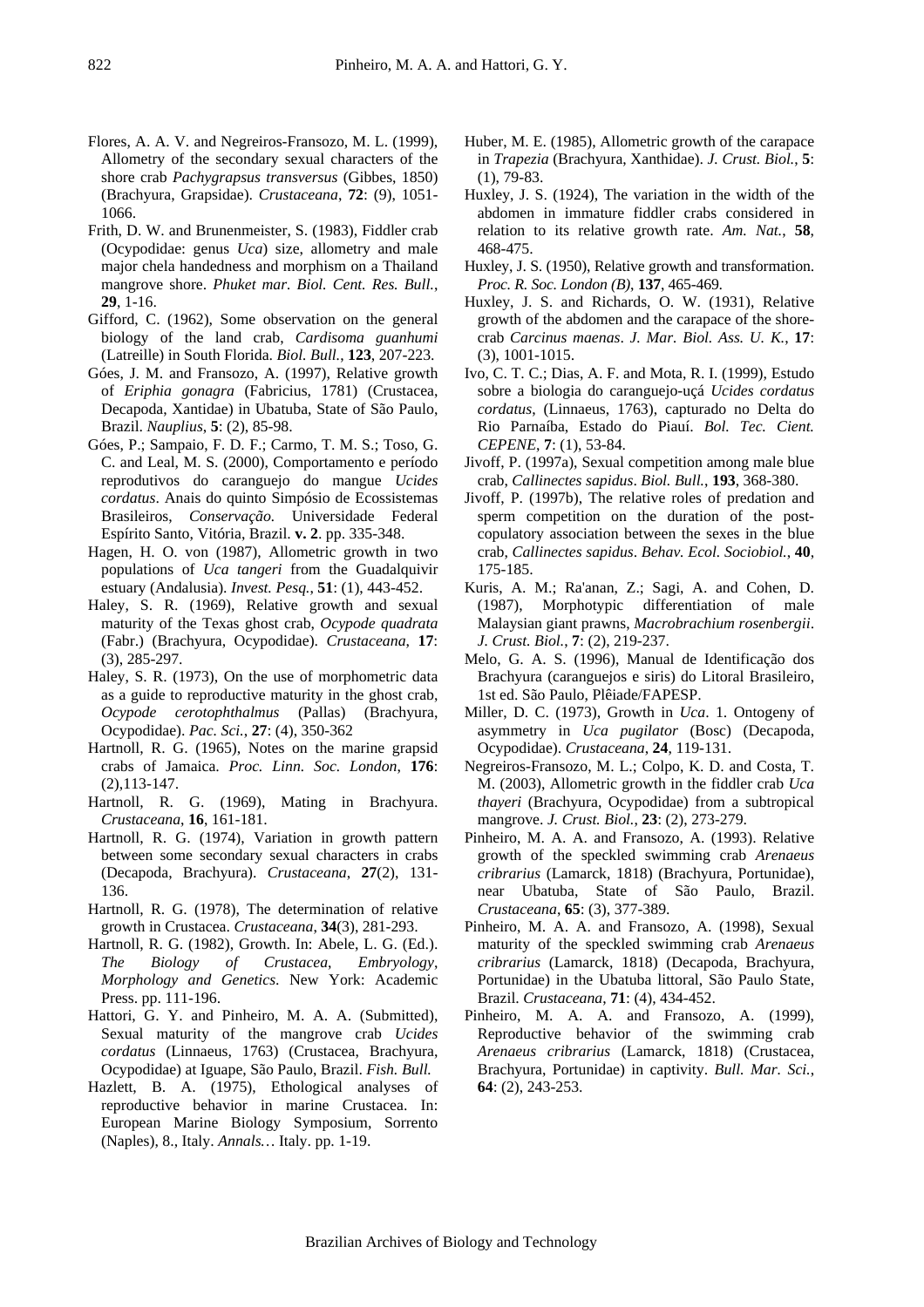Flores, A. A. V. and Negreiros-Fransozo, M. L. (1999), Allometry of the secondary sexual characters of the shore crab *Pachygrapsus transversus* (Gibbes, 1850) (Brachyura, Grapsidae). *Crustaceana*, **72**: (9), 1051-1066.

Frith, D. W. and Brunenmeister, S. (1983), Fiddler crab (Ocypodidae: genus *Uca*) size, allometry and male major chela handedness and morphism on a Thailand mangrove shore. *Phuket mar. Biol. Cent. Res. Bull.*, **29**, 1-16.

Gifford, C. (1962), Some observation on the general biology of the land crab, *Cardisoma guanhumi* (Latreille) in South Florida. *Biol. Bull.*, **123**, 207-223.

Góes, J. M. and Fransozo, A. (1997), Relative growth of *Eriphia gonagra* (Fabricius, 1781) (Crustacea, Decapoda, Xantidae) in Ubatuba, State of São Paulo, Brazil. *Nauplius*, **5**: (2), 85-98.

Góes, P.; Sampaio, F. D. F.; Carmo, T. M. S.; Toso, G. C. and Leal, M. S. (2000), Comportamento e período reprodutivos do caranguejo do mangue *Ucides cordatus*. Anais do quinto Simpósio de Ecossistemas Brasileiros, *Conservação.* Universidade Federal Espírito Santo, Vitória, Brazil. **v. 2**. pp. 335-348.

Hagen, H. O. von (1987), Allometric growth in two populations of *Uca tangeri* from the Guadalquivir estuary (Andalusia). *Invest. Pesq.*, **51**: (1), 443-452.

Haley, S. R. (1969), Relative growth and sexual maturity of the Texas ghost crab, *Ocypode quadrata* (Fabr.) (Brachyura, Ocypodidae). *Crustaceana*, **17**: (3), 285-297.

Haley, S. R. (1973), On the use of morphometric data as a guide to reproductive maturity in the ghost crab, *Ocypode cerotophthalmus* (Pallas) (Brachyura, Ocypodidae). *Pac. Sci.*, **27**: (4), 350-362

Hartnoll, R. G. (1965), Notes on the marine grapsid crabs of Jamaica. *Proc. Linn. Soc. London*, **176**: (2),113-147.

Hartnoll, R. G. (1969), Mating in Brachyura. *Crustaceana*, **16**, 161-181.

Hartnoll, R. G. (1974), Variation in growth pattern between some secondary sexual characters in crabs (Decapoda, Brachyura). *Crustaceana*, **27**(2), 131-136.

Hartnoll, R. G. (1978), The determination of relative growth in Crustacea. *Crustaceana*, **34**(3), 281-293.

Hartnoll, R. G. (1982), Growth. In: Abele, L. G. (Ed.). *The Biology of Crustacea*, *Embryology*, *Morphology and Genetics*. New York: Academic Press. pp. 111-196.

Hattori, G. Y. and Pinheiro, M. A. A. (Submitted), Sexual maturity of the mangrove crab *Ucides cordatus* (Linnaeus, 1763) (Crustacea, Brachyura, Ocypodidae) at Iguape, São Paulo, Brazil. *Fish. Bull.*

Hazlett, B. A. (1975), Ethological analyses of reproductive behavior in marine Crustacea. In: European Marine Biology Symposium, Sorrento (Naples), 8., Italy. *Annals…* Italy. pp. 1-19.

Huber, M. E. (1985), Allometric growth of the carapace in *Trapezia* (Brachyura, Xanthidae). *J. Crust. Biol.*, **5**: (1), 79-83.

Huxley, J. S. (1924), The variation in the width of the abdomen in immature fiddler crabs considered in relation to its relative growth rate. *Am. Nat.*, **58**, 468-475.

Huxley, J. S. (1950), Relative growth and transformation. *Proc. R. Soc. London (B)*, **137**, 465-469.

Huxley, J. S. and Richards, O. W. (1931), Relative growth of the abdomen and the carapace of the shore-crab *Carcinus maenas*. *J. Mar. Biol. Ass. U. K.*, **17**: (3), 1001-1015.

Ivo, C. T. C.; Dias, A. F. and Mota, R. I. (1999), Estudo sobre a biologia do caranguejo-uçá *Ucides cordatus cordatus*, (Linnaeus, 1763), capturado no Delta do Rio Parnaíba, Estado do Piauí. *Bol. Tec. Cient. CEPENE*, **7**: (1), 53-84.

Jivoff, P. (1997a), Sexual competition among male blue crab, *Callinectes sapidus*. *Biol. Bull.*, **193**, 368-380.

Jivoff, P. (1997b), The relative roles of predation and sperm competition on the duration of the post-copulatory association between the sexes in the blue crab, *Callinectes sapidus*. *Behav. Ecol. Sociobiol.*, **40**, 175-185.

Kuris, A. M.; Ra'anan, Z.; Sagi, A. and Cohen, D. (1987), Morphotypic differentiation of male Malaysian giant prawns, *Macrobrachium rosenbergii*. *J. Crust. Biol.*, **7**: (2), 219-237.

Melo, G. A. S. (1996), Manual de Identificação dos Brachyura (caranguejos e siris) do Litoral Brasileiro, 1st ed. São Paulo, Plêiade/FAPESP.

Miller, D. C. (1973), Growth in *Uca*. 1. Ontogeny of asymmetry in *Uca pugilator* (Bosc) (Decapoda, Ocypodidae). *Crustaceana*, **24**, 119-131.

Negreiros-Fransozo, M. L.; Colpo, K. D. and Costa, T. M. (2003), Allometric growth in the fiddler crab *Uca thayeri* (Brachyura, Ocypodidae) from a subtropical mangrove. *J. Crust. Biol.*, **23**: (2), 273-279.

Pinheiro, M. A. A. and Fransozo, A. (1993). Relative growth of the speckled swimming crab *Arenaeus cribrarius* (Lamarck, 1818) (Brachyura, Portunidae), near Ubatuba, State of São Paulo, Brazil. *Crustaceana*, **65**: (3), 377-389.

Pinheiro, M. A. A. and Fransozo, A. (1998), Sexual maturity of the speckled swimming crab *Arenaeus cribrarius* (Lamarck, 1818) (Decapoda, Brachyura, Portunidae) in the Ubatuba littoral, São Paulo State, Brazil. *Crustaceana*, **71**: (4), 434-452.

Pinheiro, M. A. A. and Fransozo, A. (1999), Reproductive behavior of the swimming crab *Arenaeus cribrarius* (Lamarck, 1818) (Crustacea, Brachyura, Portunidae) in captivity. *Bull. Mar. Sci.*, **64**: (2), 243-253.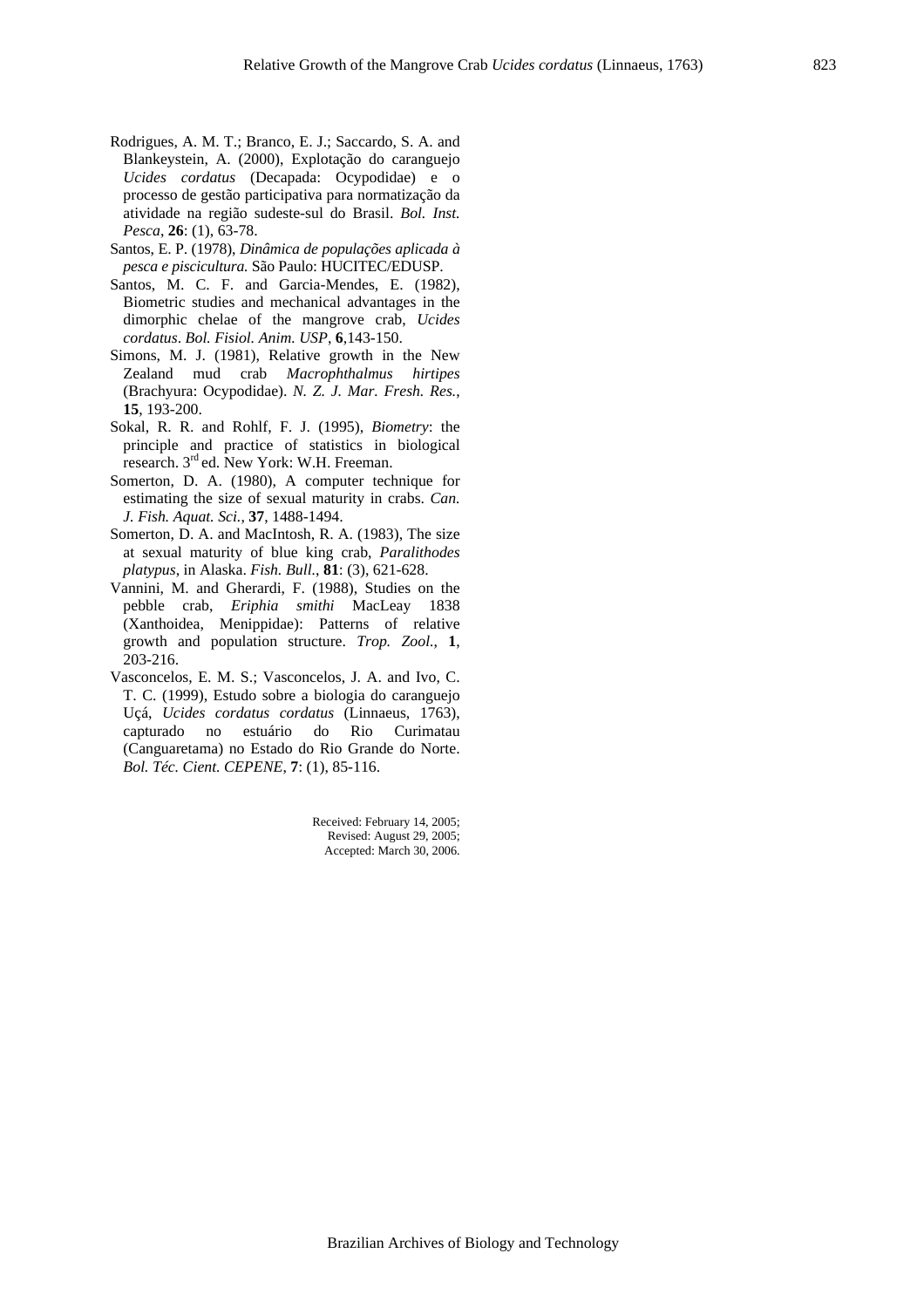Rodrigues, A. M. T.; Branco, E. J.; Saccardo, S. A. and Blankeystein, A. (2000), Explotação do caranguejo *Ucides cordatus* (Decapada: Ocypodidae) e o processo de gestão participativa para normatização da atividade na região sudeste-sul do Brasil. *Bol. Inst. Pesca*, **26**: (1), 63-78.

Santos, E. P. (1978), *Dinâmica de populações aplicada à pesca e piscicultura.* São Paulo: HUCITEC/EDUSP.

Santos, M. C. F. and Garcia-Mendes, E. (1982), Biometric studies and mechanical advantages in the dimorphic chelae of the mangrove crab, *Ucides cordatus*. *Bol. Fisiol. Anim. USP*, **6**,143-150.

Simons, M. J. (1981), Relative growth in the New Zealand mud crab *Macrophthalmus hirtipes* (Brachyura: Ocypodidae). *N. Z. J. Mar. Fresh. Res.*, **15**, 193-200.

Sokal, R. R. and Rohlf, F. J. (1995), *Biometry*: the principle and practice of statistics in biological research. 3rd ed. New York: W.H. Freeman.

Somerton, D. A. (1980), A computer technique for estimating the size of sexual maturity in crabs. *Can. J. Fish. Aquat. Sci.*, **37**, 1488-1494.

Somerton, D. A. and MacIntosh, R. A. (1983), The size at sexual maturity of blue king crab, *Paralithodes platypus*, in Alaska. *Fish. Bull.*, **81**: (3), 621-628.

Vannini, M. and Gherardi, F. (1988), Studies on the pebble crab, *Eriphia smithi* MacLeay 1838 (Xanthoidea, Menippidae): Patterns of relative growth and population structure. *Trop. Zool.*, **1**, 203-216.

Vasconcelos, E. M. S.; Vasconcelos, J. A. and Ivo, C. T. C. (1999), Estudo sobre a biologia do caranguejo Uçá, *Ucides cordatus cordatus* (Linnaeus, 1763), capturado no estuário do Rio Curimatau (Canguaretama) no Estado do Rio Grande do Norte. *Bol. Téc. Cient. CEPENE*, **7**: (1), 85-116.

Received: February 14, 2005;
Revised: August 29, 2005;
Accepted: March 30, 2006.